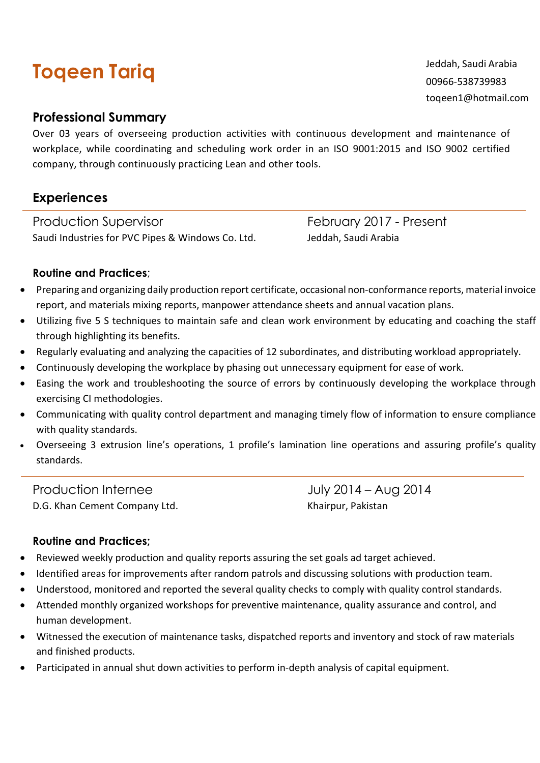# Toqeen Tariq

Jeddah, Saudi Arabia
00966-538739983
toqeen1@hotmail.com

## Professional Summary

Over 03 years of overseeing production activities with continuous development and maintenance of workplace, while coordinating and scheduling work order in an ISO 9001:2015 and ISO 9002 certified company, through continuously practicing Lean and other tools.

## Experiences

Production Supervisor — February 2017 - Present
Saudi Industries for PVC Pipes & Windows Co. Ltd. — Jeddah, Saudi Arabia

**Routine and Practices**;

- Preparing and organizing daily production report certificate, occasional non-conformance reports, material invoice report, and materials mixing reports, manpower attendance sheets and annual vacation plans.
- Utilizing five 5 S techniques to maintain safe and clean work environment by educating and coaching the staff through highlighting its benefits.
- Regularly evaluating and analyzing the capacities of 12 subordinates, and distributing workload appropriately.
- Continuously developing the workplace by phasing out unnecessary equipment for ease of work.
- Easing the work and troubleshooting the source of errors by continuously developing the workplace through exercising CI methodologies.
- Communicating with quality control department and managing timely flow of information to ensure compliance with quality standards.
- Overseeing 3 extrusion line's operations, 1 profile's lamination line operations and assuring profile's quality standards.

Production Internee — July 2014 – Aug 2014
D.G. Khan Cement Company Ltd. — Khairpur, Pakistan

**Routine and Practices;**

- Reviewed weekly production and quality reports assuring the set goals ad target achieved.
- Identified areas for improvements after random patrols and discussing solutions with production team.
- Understood, monitored and reported the several quality checks to comply with quality control standards.
- Attended monthly organized workshops for preventive maintenance, quality assurance and control, and human development.
- Witnessed the execution of maintenance tasks, dispatched reports and inventory and stock of raw materials and finished products.
- Participated in annual shut down activities to perform in-depth analysis of capital equipment.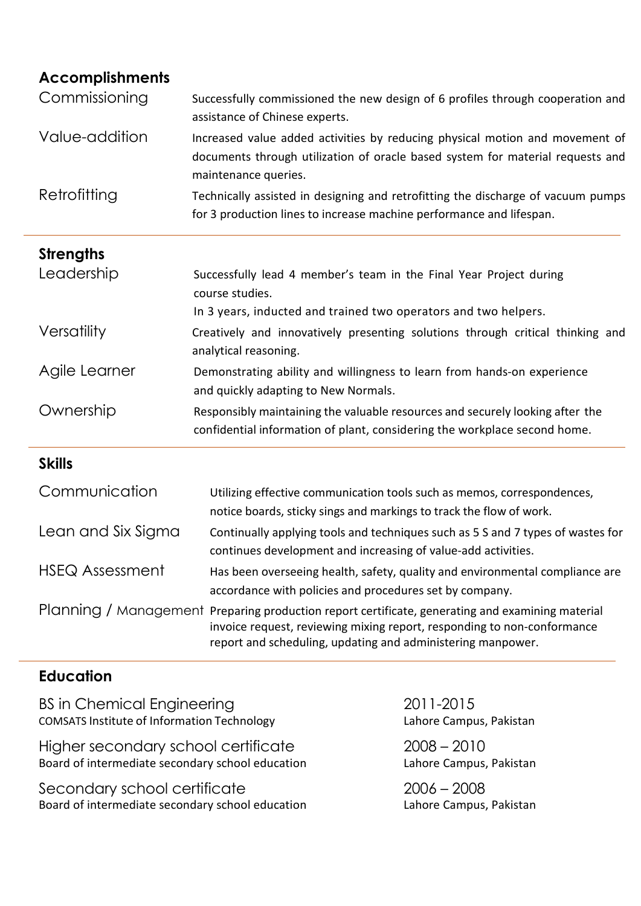## Accomplishments

**Commissioning** — Successfully commissioned the new design of 6 profiles through cooperation and assistance of Chinese experts.

**Value-addition** — Increased value added activities by reducing physical motion and movement of documents through utilization of oracle based system for material requests and maintenance queries.

**Retrofitting** — Technically assisted in designing and retrofitting the discharge of vacuum pumps for 3 production lines to increase machine performance and lifespan.

---

## Strengths

**Leadership** — Successfully lead 4 member's team in the Final Year Project during course studies.
In 3 years, inducted and trained two operators and two helpers.

**Versatility** — Creatively and innovatively presenting solutions through critical thinking and analytical reasoning.

**Agile Learner** — Demonstrating ability and willingness to learn from hands-on experience and quickly adapting to New Normals.

**Ownership** — Responsibly maintaining the valuable resources and securely looking after the confidential information of plant, considering the workplace second home.

---

## Skills

**Communication** — Utilizing effective communication tools such as memos, correspondences, notice boards, sticky sings and markings to track the flow of work.

**Lean and Six Sigma** — Continually applying tools and techniques such as 5 S and 7 types of wastes for continues development and increasing of value-add activities.

**HSEQ Assessment** — Has been overseeing health, safety, quality and environmental compliance are accordance with policies and procedures set by company.

**Planning / Management** — Preparing production report certificate, generating and examining material invoice request, reviewing mixing report, responding to non-conformance report and scheduling, updating and administering manpower.

---

## Education

**BS in Chemical Engineering** — 2011-2015
COMSATS Institute of Information Technology — Lahore Campus, Pakistan

**Higher secondary school certificate** — 2008 – 2010
Board of intermediate secondary school education — Lahore Campus, Pakistan

**Secondary school certificate** — 2006 – 2008
Board of intermediate secondary school education — Lahore Campus, Pakistan